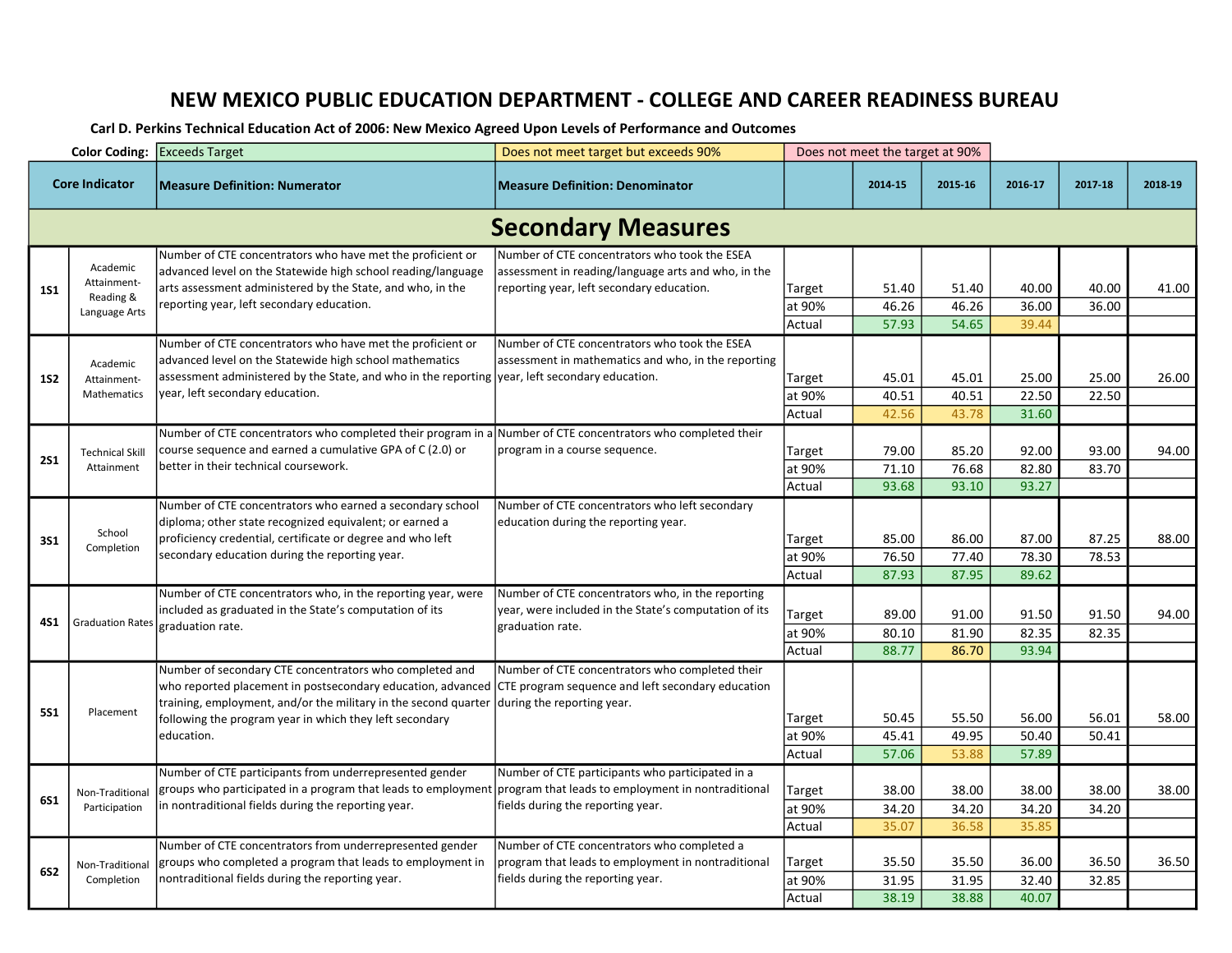# NEW MEXICO PUBLIC EDUCATION DEPARTMENT - COLLEGE AND CAREER READINESS BUREAU

**Carl D. Perkins Technical Education Act of 2006: New Mexico Agreed Upon Levels of Performance and Outcomes**

**Color Coding:** Exceeds Target | Does not meet target but exceeds 90% | Does not meet the target at 90%

| Core Indicator | | Measure Definition: Numerator | Measure Definition: Denominator | | 2014-15 | 2015-16 | 2016-17 | 2017-18 | 2018-19 |
|---|---|---|---|---|---|---|---|---|---|
| **Secondary Measures** | | | | | | | | | |
| 1S1 | Academic Attainment- Reading & Language Arts | Number of CTE concentrators who have met the proficient or advanced level on the Statewide high school reading/language arts assessment administered by the State, and who, in the reporting year, left secondary education. | Number of CTE concentrators who took the ESEA assessment in reading/language arts and who, in the reporting year, left secondary education. | Target | 51.40 | 51.40 | 40.00 | 40.00 | 41.00 |
| | | | | at 90% | 46.26 | 46.26 | 36.00 | 36.00 | |
| | | | | Actual | 57.93 | 54.65 | 39.44 | | |
| 1S2 | Academic Attainment- Mathematics | Number of CTE concentrators who have met the proficient or advanced level on the Statewide high school mathematics assessment administered by the State, and who in the reporting year, left secondary education. | Number of CTE concentrators who took the ESEA assessment in mathematics and who, in the reporting year, left secondary education. | Target | 45.01 | 45.01 | 25.00 | 25.00 | 26.00 |
| | | | | at 90% | 40.51 | 40.51 | 22.50 | 22.50 | |
| | | | | Actual | 42.56 | 43.78 | 31.60 | | |
| 2S1 | Technical Skill Attainment | Number of CTE concentrators who completed their program in a course sequence and earned a cumulative GPA of C (2.0) or better in their technical coursework. | Number of CTE concentrators who completed their program in a course sequence. | Target | 79.00 | 85.20 | 92.00 | 93.00 | 94.00 |
| | | | | at 90% | 71.10 | 76.68 | 82.80 | 83.70 | |
| | | | | Actual | 93.68 | 93.10 | 93.27 | | |
| 3S1 | School Completion | Number of CTE concentrators who earned a secondary school diploma; other state recognized equivalent; or earned a proficiency credential, certificate or degree and who left secondary education during the reporting year. | Number of CTE concentrators who left secondary education during the reporting year. | Target | 85.00 | 86.00 | 87.00 | 87.25 | 88.00 |
| | | | | at 90% | 76.50 | 77.40 | 78.30 | 78.53 | |
| | | | | Actual | 87.93 | 87.95 | 89.62 | | |
| 4S1 | Graduation Rates | Number of CTE concentrators who, in the reporting year, were included as graduated in the State's computation of its graduation rate. | Number of CTE concentrators who, in the reporting year, were included in the State's computation of its graduation rate. | Target | 89.00 | 91.00 | 91.50 | 91.50 | 94.00 |
| | | | | at 90% | 80.10 | 81.90 | 82.35 | 82.35 | |
| | | | | Actual | 88.77 | 86.70 | 93.94 | | |
| 5S1 | Placement | Number of secondary CTE concentrators who completed and who reported placement in postsecondary education, advanced training, employment, and/or the military in the second quarter following the program year in which they left secondary education. | Number of CTE concentrators who completed their CTE program sequence and left secondary education during the reporting year. | Target | 50.45 | 55.50 | 56.00 | 56.01 | 58.00 |
| | | | | at 90% | 45.41 | 49.95 | 50.40 | 50.41 | |
| | | | | Actual | 57.06 | 53.88 | 57.89 | | |
| 6S1 | Non-Traditional Participation | Number of CTE participants from underrepresented gender groups who participated in a program that leads to employment in nontraditional fields during the reporting year. | Number of CTE participants who participated in a program that leads to employment in nontraditional fields during the reporting year. | Target | 38.00 | 38.00 | 38.00 | 38.00 | 38.00 |
| | | | | at 90% | 34.20 | 34.20 | 34.20 | 34.20 | |
| | | | | Actual | 35.07 | 36.58 | 35.85 | | |
| 6S2 | Non-Traditional Completion | Number of CTE concentrators from underrepresented gender groups who completed a program that leads to employment in nontraditional fields during the reporting year. | Number of CTE concentrators who completed a program that leads to employment in nontraditional fields during the reporting year. | Target | 35.50 | 35.50 | 36.00 | 36.50 | 36.50 |
| | | | | at 90% | 31.95 | 31.95 | 32.40 | 32.85 | |
| | | | | Actual | 38.19 | 38.88 | 40.07 | | |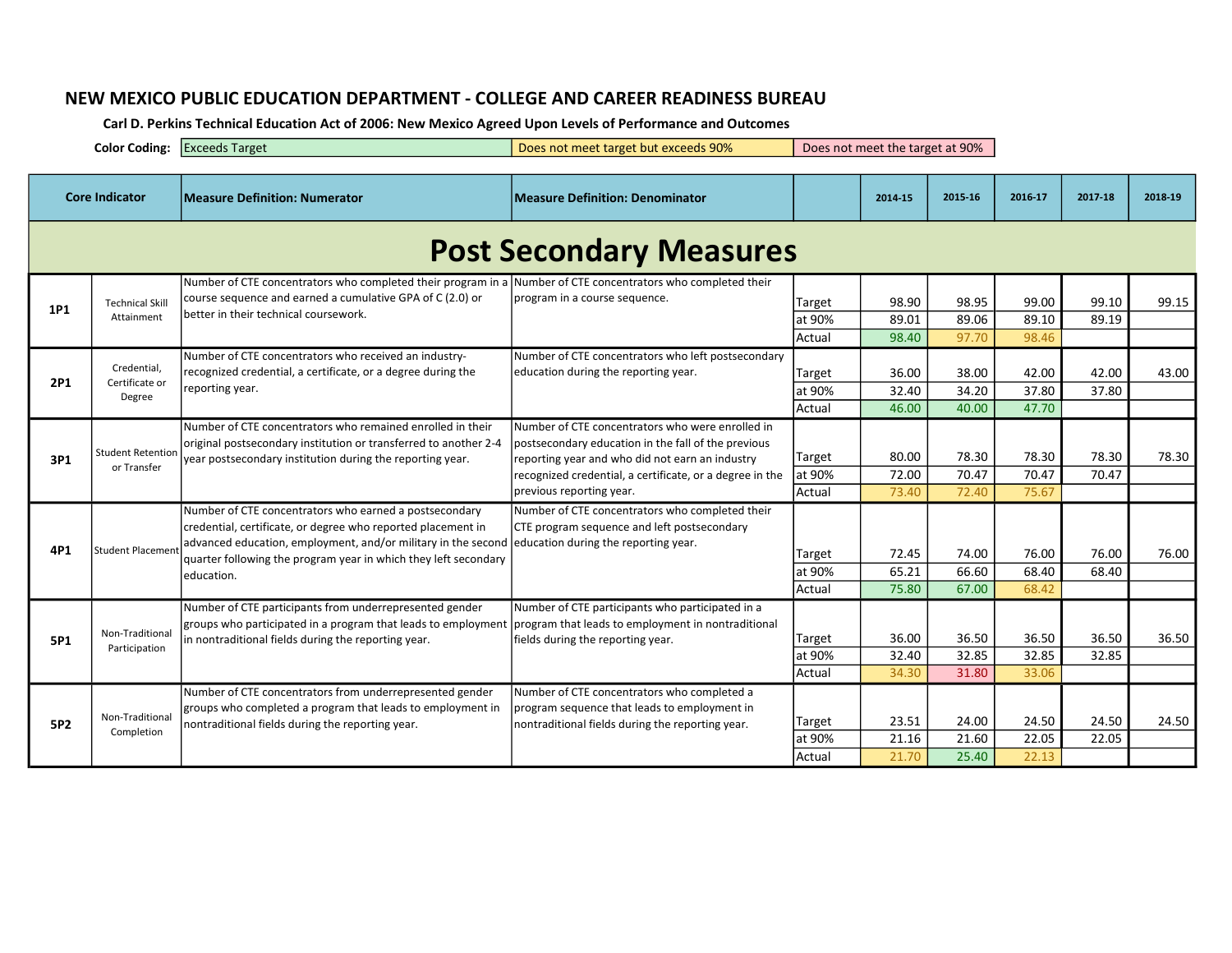## NEW MEXICO PUBLIC EDUCATION DEPARTMENT - COLLEGE AND CAREER READINESS BUREAU

**Carl D. Perkins Technical Education Act of 2006: New Mexico Agreed Upon Levels of Performance and Outcomes**

| Color Coding: | Exceeds Target | Does not meet target but exceeds 90% | Does not meet the target at 90% |
|---|---|---|---|

| Core Indicator | | Measure Definition: Numerator | Measure Definition: Denominator | | 2014-15 | 2015-16 | 2016-17 | 2017-18 | 2018-19 |
|---|---|---|---|---|---|---|---|---|---|
| **Post Secondary Measures** | | | | | | | | | |
| 1P1 | Technical Skill Attainment | Number of CTE concentrators who completed their program in a course sequence and earned a cumulative GPA of C (2.0) or better in their technical coursework. | Number of CTE concentrators who completed their program in a course sequence. | Target | 98.90 | 98.95 | 99.00 | 99.10 | 99.15 |
| | | | | at 90% | 89.01 | 89.06 | 89.10 | 89.19 | |
| | | | | Actual | 98.40 | 97.70 | 98.46 | | |
| 2P1 | Credential, Certificate or Degree | Number of CTE concentrators who received an industry-recognized credential, a certificate, or a degree during the reporting year. | Number of CTE concentrators who left postsecondary education during the reporting year. | Target | 36.00 | 38.00 | 42.00 | 42.00 | 43.00 |
| | | | | at 90% | 32.40 | 34.20 | 37.80 | 37.80 | |
| | | | | Actual | 46.00 | 40.00 | 47.70 | | |
| 3P1 | Student Retention or Transfer | Number of CTE concentrators who remained enrolled in their original postsecondary institution or transferred to another 2-4 year postsecondary institution during the reporting year. | Number of CTE concentrators who were enrolled in postsecondary education in the fall of the previous reporting year and who did not earn an industry recognized credential, a certificate, or a degree in the previous reporting year. | Target | 80.00 | 78.30 | 78.30 | 78.30 | 78.30 |
| | | | | at 90% | 72.00 | 70.47 | 70.47 | 70.47 | |
| | | | | Actual | 73.40 | 72.40 | 75.67 | | |
| 4P1 | Student Placement | Number of CTE concentrators who earned a postsecondary credential, certificate, or degree who reported placement in advanced education, employment, and/or military in the second quarter following the program year in which they left secondary education. | Number of CTE concentrators who completed their CTE program sequence and left postsecondary education during the reporting year. | Target | 72.45 | 74.00 | 76.00 | 76.00 | 76.00 |
| | | | | at 90% | 65.21 | 66.60 | 68.40 | 68.40 | |
| | | | | Actual | 75.80 | 67.00 | 68.42 | | |
| 5P1 | Non-Traditional Participation | Number of CTE participants from underrepresented gender groups who participated in a program that leads to employment in nontraditional fields during the reporting year. | Number of CTE participants who participated in a program that leads to employment in nontraditional fields during the reporting year. | Target | 36.00 | 36.50 | 36.50 | 36.50 | 36.50 |
| | | | | at 90% | 32.40 | 32.85 | 32.85 | 32.85 | |
| | | | | Actual | 34.30 | 31.80 | 33.06 | | |
| 5P2 | Non-Traditional Completion | Number of CTE concentrators from underrepresented gender groups who completed a program that leads to employment in nontraditional fields during the reporting year. | Number of CTE concentrators who completed a program sequence that leads to employment in nontraditional fields during the reporting year. | Target | 23.51 | 24.00 | 24.50 | 24.50 | 24.50 |
| | | | | at 90% | 21.16 | 21.60 | 22.05 | 22.05 | |
| | | | | Actual | 21.70 | 25.40 | 22.13 | | |